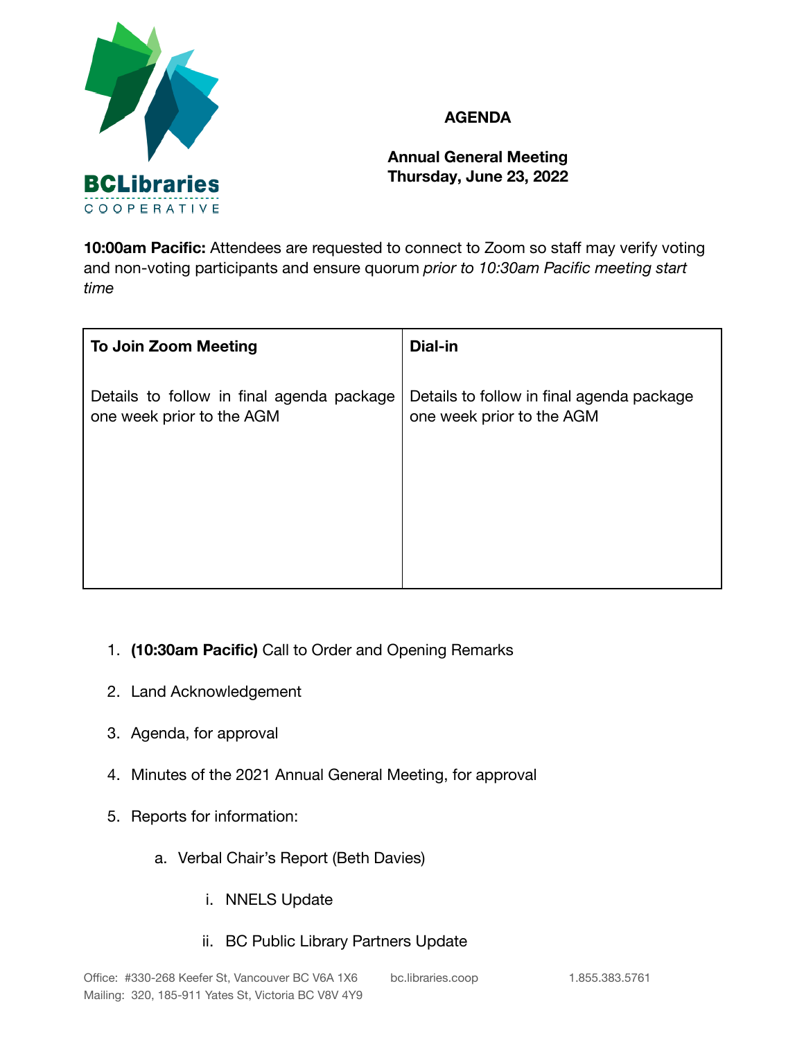BCLibraries COOPERATIVE

# AGENDA

## Annual General Meeting
## Thursday, June 23, 2022

**10:00am Pacific:** Attendees are requested to connect to Zoom so staff may verify voting and non-voting participants and ensure quorum *prior to 10:30am Pacific meeting start time*

| To Join Zoom Meeting | Dial-in |
|---|---|
| Details to follow in final agenda package one week prior to the AGM | Details to follow in final agenda package one week prior to the AGM |

1. **(10:30am Pacific)** Call to Order and Opening Remarks
2. Land Acknowledgement
3. Agenda, for approval
4. Minutes of the 2021 Annual General Meeting, for approval
5. Reports for information:
    a. Verbal Chair's Report (Beth Davies)
        i. NNELS Update
        ii. BC Public Library Partners Update

Office: #330-268 Keefer St, Vancouver BC V6A 1X6    bc.libraries.coop    1.855.383.5761
Mailing: 320, 185-911 Yates St, Victoria BC V8V 4Y9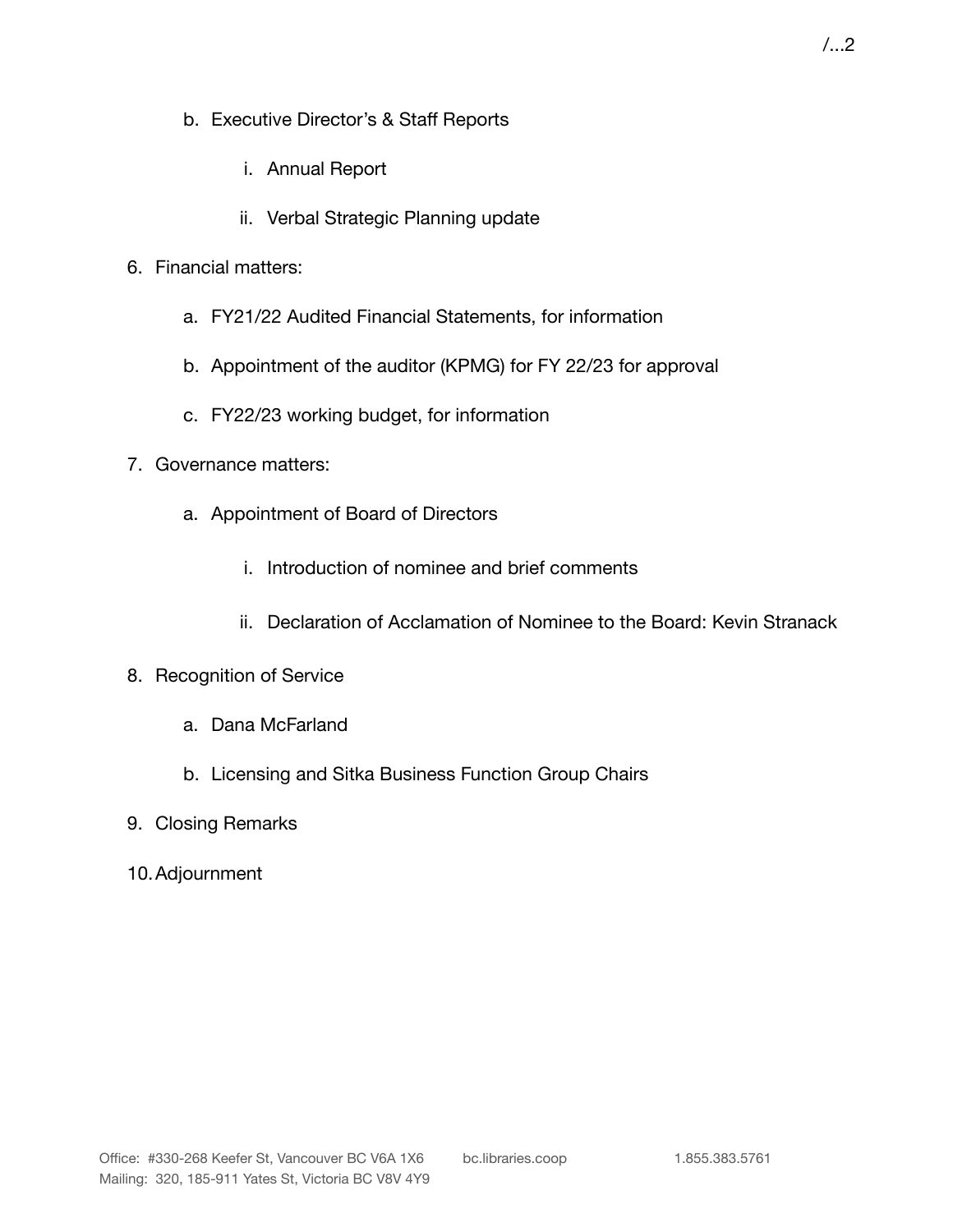b. Executive Director's & Staff Reports

    i. Annual Report

    ii. Verbal Strategic Planning update

6. Financial matters:

    a. FY21/22 Audited Financial Statements, for information

    b. Appointment of the auditor (KPMG) for FY 22/23 for approval

    c. FY22/23 working budget, for information

7. Governance matters:

    a. Appointment of Board of Directors

        i. Introduction of nominee and brief comments

        ii. Declaration of Acclamation of Nominee to the Board: Kevin Stranack

8. Recognition of Service

    a. Dana McFarland

    b. Licensing and Sitka Business Function Group Chairs

9. Closing Remarks

10. Adjournment